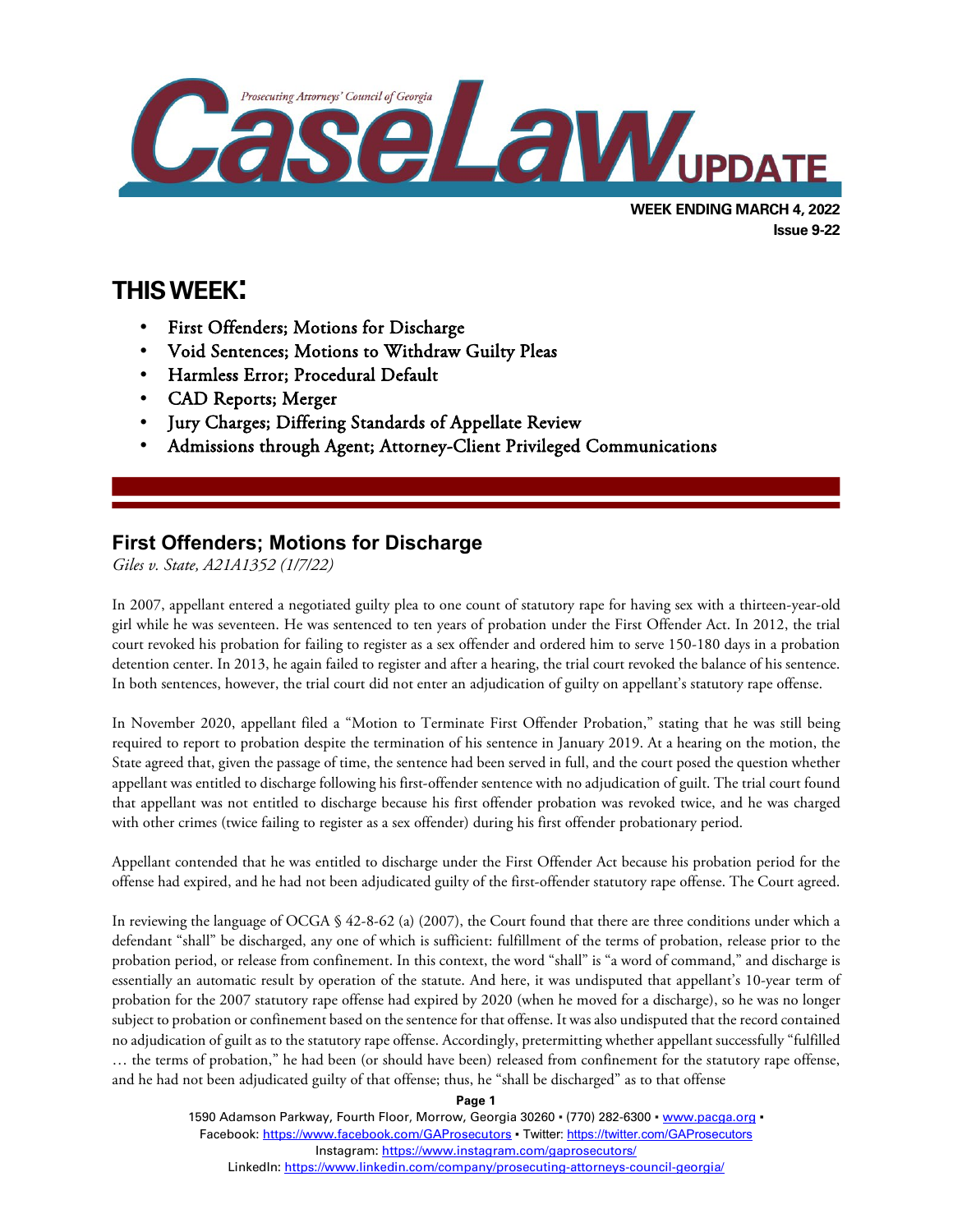Prosecuting Attorneys' Council of Georgia

# CaseLaw UPDATE

**WEEK ENDING MARCH 4, 2022**
**Issue 9-22**

## THIS WEEK:

- First Offenders; Motions for Discharge
- Void Sentences; Motions to Withdraw Guilty Pleas
- Harmless Error; Procedural Default
- CAD Reports; Merger
- Jury Charges; Differing Standards of Appellate Review
- Admissions through Agent; Attorney-Client Privileged Communications

## First Offenders; Motions for Discharge

*Giles v. State, A21A1352 (1/7/22)*

In 2007, appellant entered a negotiated guilty plea to one count of statutory rape for having sex with a thirteen-year-old girl while he was seventeen. He was sentenced to ten years of probation under the First Offender Act. In 2012, the trial court revoked his probation for failing to register as a sex offender and ordered him to serve 150-180 days in a probation detention center. In 2013, he again failed to register and after a hearing, the trial court revoked the balance of his sentence. In both sentences, however, the trial court did not enter an adjudication of guilty on appellant's statutory rape offense.

In November 2020, appellant filed a "Motion to Terminate First Offender Probation," stating that he was still being required to report to probation despite the termination of his sentence in January 2019. At a hearing on the motion, the State agreed that, given the passage of time, the sentence had been served in full, and the court posed the question whether appellant was entitled to discharge following his first-offender sentence with no adjudication of guilt. The trial court found that appellant was not entitled to discharge because his first offender probation was revoked twice, and he was charged with other crimes (twice failing to register as a sex offender) during his first offender probationary period.

Appellant contended that he was entitled to discharge under the First Offender Act because his probation period for the offense had expired, and he had not been adjudicated guilty of the first-offender statutory rape offense. The Court agreed.

In reviewing the language of OCGA § 42-8-62 (a) (2007), the Court found that there are three conditions under which a defendant "shall" be discharged, any one of which is sufficient: fulfillment of the terms of probation, release prior to the probation period, or release from confinement. In this context, the word "shall" is "a word of command," and discharge is essentially an automatic result by operation of the statute. And here, it was undisputed that appellant's 10-year term of probation for the 2007 statutory rape offense had expired by 2020 (when he moved for a discharge), so he was no longer subject to probation or confinement based on the sentence for that offense. It was also undisputed that the record contained no adjudication of guilt as to the statutory rape offense. Accordingly, pretermitting whether appellant successfully "fulfilled … the terms of probation," he had been (or should have been) released from confinement for the statutory rape offense, and he had not been adjudicated guilty of that offense; thus, he "shall be discharged" as to that offense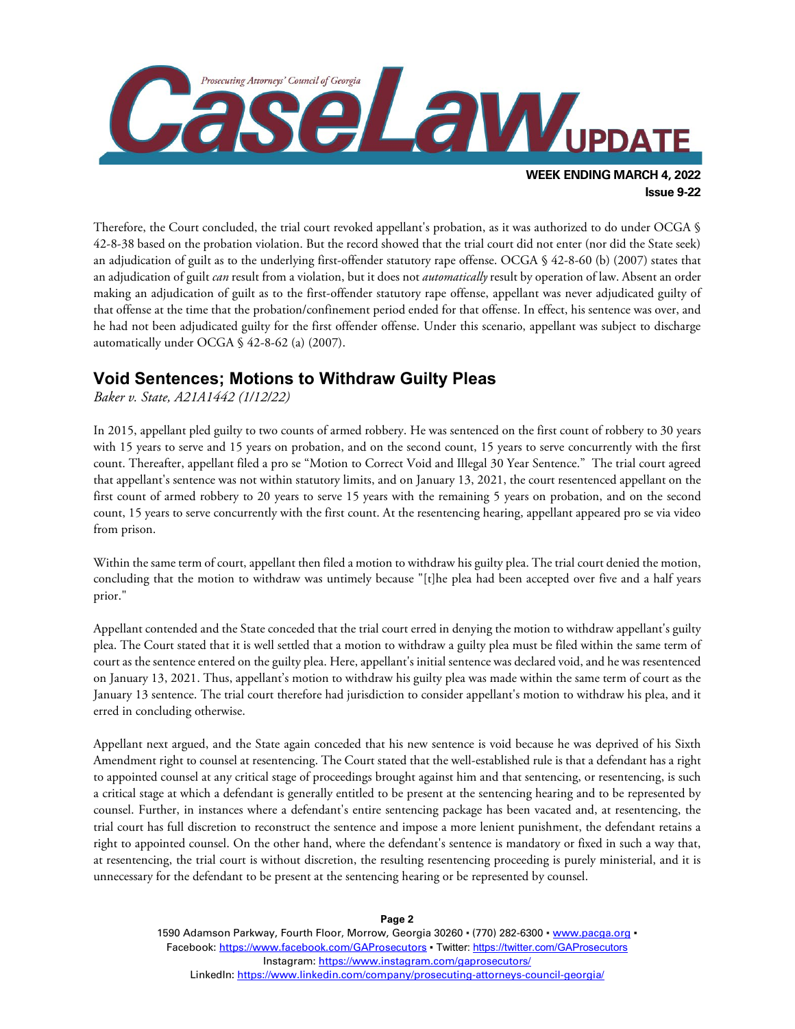Therefore, the Court concluded, the trial court revoked appellant's probation, as it was authorized to do under OCGA § 42-8-38 based on the probation violation. But the record showed that the trial court did not enter (nor did the State seek) an adjudication of guilt as to the underlying first-offender statutory rape offense. OCGA § 42-8-60 (b) (2007) states that an adjudication of guilt *can* result from a violation, but it does not *automatically* result by operation of law. Absent an order making an adjudication of guilt as to the first-offender statutory rape offense, appellant was never adjudicated guilty of that offense at the time that the probation/confinement period ended for that offense. In effect, his sentence was over, and he had not been adjudicated guilty for the first offender offense. Under this scenario, appellant was subject to discharge automatically under OCGA § 42-8-62 (a) (2007).

## Void Sentences; Motions to Withdraw Guilty Pleas

*Baker v. State, A21A1442 (1/12/22)*

In 2015, appellant pled guilty to two counts of armed robbery. He was sentenced on the first count of robbery to 30 years with 15 years to serve and 15 years on probation, and on the second count, 15 years to serve concurrently with the first count. Thereafter, appellant filed a pro se "Motion to Correct Void and Illegal 30 Year Sentence." The trial court agreed that appellant's sentence was not within statutory limits, and on January 13, 2021, the court resentenced appellant on the first count of armed robbery to 20 years to serve 15 years with the remaining 5 years on probation, and on the second count, 15 years to serve concurrently with the first count. At the resentencing hearing, appellant appeared pro se via video from prison.

Within the same term of court, appellant then filed a motion to withdraw his guilty plea. The trial court denied the motion, concluding that the motion to withdraw was untimely because "[t]he plea had been accepted over five and a half years prior."

Appellant contended and the State conceded that the trial court erred in denying the motion to withdraw appellant's guilty plea. The Court stated that it is well settled that a motion to withdraw a guilty plea must be filed within the same term of court as the sentence entered on the guilty plea. Here, appellant's initial sentence was declared void, and he was resentenced on January 13, 2021. Thus, appellant's motion to withdraw his guilty plea was made within the same term of court as the January 13 sentence. The trial court therefore had jurisdiction to consider appellant's motion to withdraw his plea, and it erred in concluding otherwise.

Appellant next argued, and the State again conceded that his new sentence is void because he was deprived of his Sixth Amendment right to counsel at resentencing. The Court stated that the well-established rule is that a defendant has a right to appointed counsel at any critical stage of proceedings brought against him and that sentencing, or resentencing, is such a critical stage at which a defendant is generally entitled to be present at the sentencing hearing and to be represented by counsel. Further, in instances where a defendant's entire sentencing package has been vacated and, at resentencing, the trial court has full discretion to reconstruct the sentence and impose a more lenient punishment, the defendant retains a right to appointed counsel. On the other hand, where the defendant's sentence is mandatory or fixed in such a way that, at resentencing, the trial court is without discretion, the resulting resentencing proceeding is purely ministerial, and it is unnecessary for the defendant to be present at the sentencing hearing or be represented by counsel.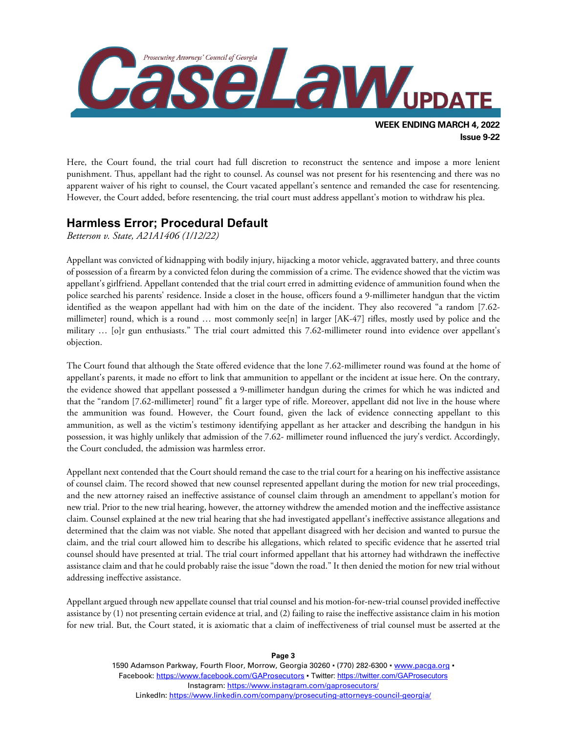Here, the Court found, the trial court had full discretion to reconstruct the sentence and impose a more lenient punishment. Thus, appellant had the right to counsel. As counsel was not present for his resentencing and there was no apparent waiver of his right to counsel, the Court vacated appellant's sentence and remanded the case for resentencing. However, the Court added, before resentencing, the trial court must address appellant's motion to withdraw his plea.

## Harmless Error; Procedural Default

*Betterson v. State, A21A1406 (1/12/22)*

Appellant was convicted of kidnapping with bodily injury, hijacking a motor vehicle, aggravated battery, and three counts of possession of a firearm by a convicted felon during the commission of a crime. The evidence showed that the victim was appellant's girlfriend. Appellant contended that the trial court erred in admitting evidence of ammunition found when the police searched his parents' residence. Inside a closet in the house, officers found a 9-millimeter handgun that the victim identified as the weapon appellant had with him on the date of the incident. They also recovered "a random [7.62-millimeter] round, which is a round … most commonly see[n] in larger [AK-47] rifles, mostly used by police and the military … [o]r gun enthusiasts." The trial court admitted this 7.62-millimeter round into evidence over appellant's objection.

The Court found that although the State offered evidence that the lone 7.62-millimeter round was found at the home of appellant's parents, it made no effort to link that ammunition to appellant or the incident at issue here. On the contrary, the evidence showed that appellant possessed a 9-millimeter handgun during the crimes for which he was indicted and that the "random [7.62-millimeter] round" fit a larger type of rifle. Moreover, appellant did not live in the house where the ammunition was found. However, the Court found, given the lack of evidence connecting appellant to this ammunition, as well as the victim's testimony identifying appellant as her attacker and describing the handgun in his possession, it was highly unlikely that admission of the 7.62- millimeter round influenced the jury's verdict. Accordingly, the Court concluded, the admission was harmless error.

Appellant next contended that the Court should remand the case to the trial court for a hearing on his ineffective assistance of counsel claim. The record showed that new counsel represented appellant during the motion for new trial proceedings, and the new attorney raised an ineffective assistance of counsel claim through an amendment to appellant's motion for new trial. Prior to the new trial hearing, however, the attorney withdrew the amended motion and the ineffective assistance claim. Counsel explained at the new trial hearing that she had investigated appellant's ineffective assistance allegations and determined that the claim was not viable. She noted that appellant disagreed with her decision and wanted to pursue the claim, and the trial court allowed him to describe his allegations, which related to specific evidence that he asserted trial counsel should have presented at trial. The trial court informed appellant that his attorney had withdrawn the ineffective assistance claim and that he could probably raise the issue "down the road." It then denied the motion for new trial without addressing ineffective assistance.

Appellant argued through new appellate counsel that trial counsel and his motion-for-new-trial counsel provided ineffective assistance by (1) not presenting certain evidence at trial, and (2) failing to raise the ineffective assistance claim in his motion for new trial. But, the Court stated, it is axiomatic that a claim of ineffectiveness of trial counsel must be asserted at the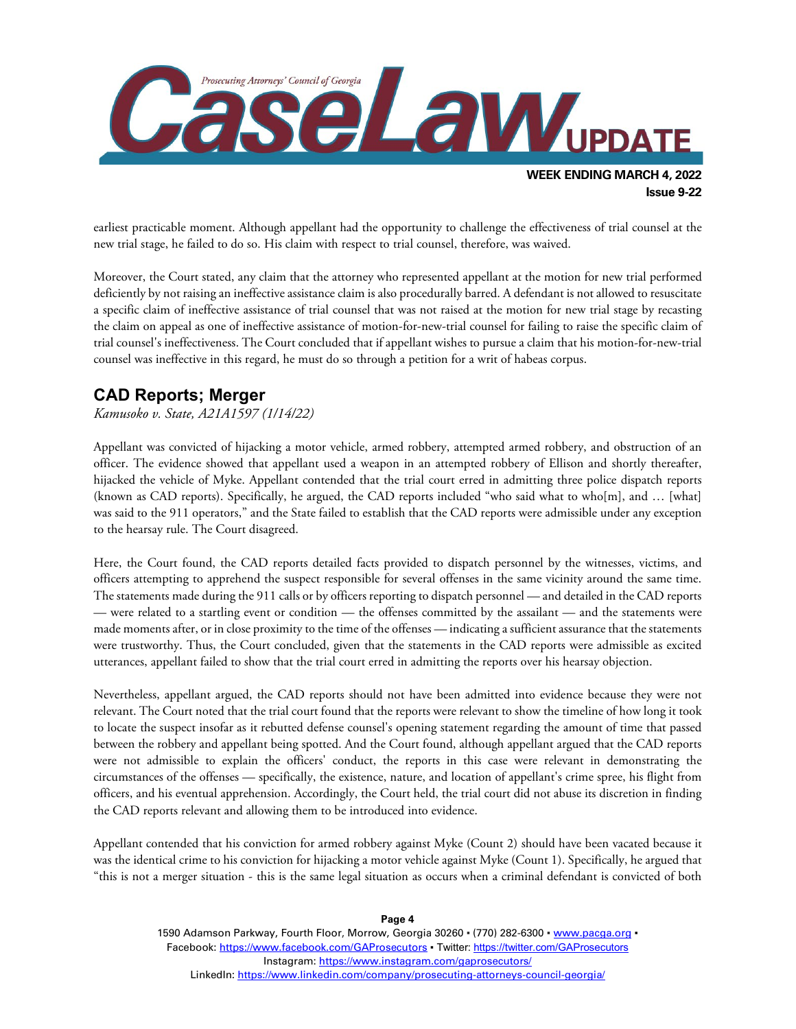earliest practicable moment. Although appellant had the opportunity to challenge the effectiveness of trial counsel at the new trial stage, he failed to do so. His claim with respect to trial counsel, therefore, was waived.

Moreover, the Court stated, any claim that the attorney who represented appellant at the motion for new trial performed deficiently by not raising an ineffective assistance claim is also procedurally barred. A defendant is not allowed to resuscitate a specific claim of ineffective assistance of trial counsel that was not raised at the motion for new trial stage by recasting the claim on appeal as one of ineffective assistance of motion-for-new-trial counsel for failing to raise the specific claim of trial counsel's ineffectiveness. The Court concluded that if appellant wishes to pursue a claim that his motion-for-new-trial counsel was ineffective in this regard, he must do so through a petition for a writ of habeas corpus.

## CAD Reports; Merger

*Kamusoko v. State, A21A1597 (1/14/22)*

Appellant was convicted of hijacking a motor vehicle, armed robbery, attempted armed robbery, and obstruction of an officer. The evidence showed that appellant used a weapon in an attempted robbery of Ellison and shortly thereafter, hijacked the vehicle of Myke. Appellant contended that the trial court erred in admitting three police dispatch reports (known as CAD reports). Specifically, he argued, the CAD reports included "who said what to who[m], and … [what] was said to the 911 operators," and the State failed to establish that the CAD reports were admissible under any exception to the hearsay rule. The Court disagreed.

Here, the Court found, the CAD reports detailed facts provided to dispatch personnel by the witnesses, victims, and officers attempting to apprehend the suspect responsible for several offenses in the same vicinity around the same time. The statements made during the 911 calls or by officers reporting to dispatch personnel — and detailed in the CAD reports — were related to a startling event or condition — the offenses committed by the assailant — and the statements were made moments after, or in close proximity to the time of the offenses — indicating a sufficient assurance that the statements were trustworthy. Thus, the Court concluded, given that the statements in the CAD reports were admissible as excited utterances, appellant failed to show that the trial court erred in admitting the reports over his hearsay objection.

Nevertheless, appellant argued, the CAD reports should not have been admitted into evidence because they were not relevant. The Court noted that the trial court found that the reports were relevant to show the timeline of how long it took to locate the suspect insofar as it rebutted defense counsel's opening statement regarding the amount of time that passed between the robbery and appellant being spotted. And the Court found, although appellant argued that the CAD reports were not admissible to explain the officers' conduct, the reports in this case were relevant in demonstrating the circumstances of the offenses — specifically, the existence, nature, and location of appellant's crime spree, his flight from officers, and his eventual apprehension. Accordingly, the Court held, the trial court did not abuse its discretion in finding the CAD reports relevant and allowing them to be introduced into evidence.

Appellant contended that his conviction for armed robbery against Myke (Count 2) should have been vacated because it was the identical crime to his conviction for hijacking a motor vehicle against Myke (Count 1). Specifically, he argued that "this is not a merger situation - this is the same legal situation as occurs when a criminal defendant is convicted of both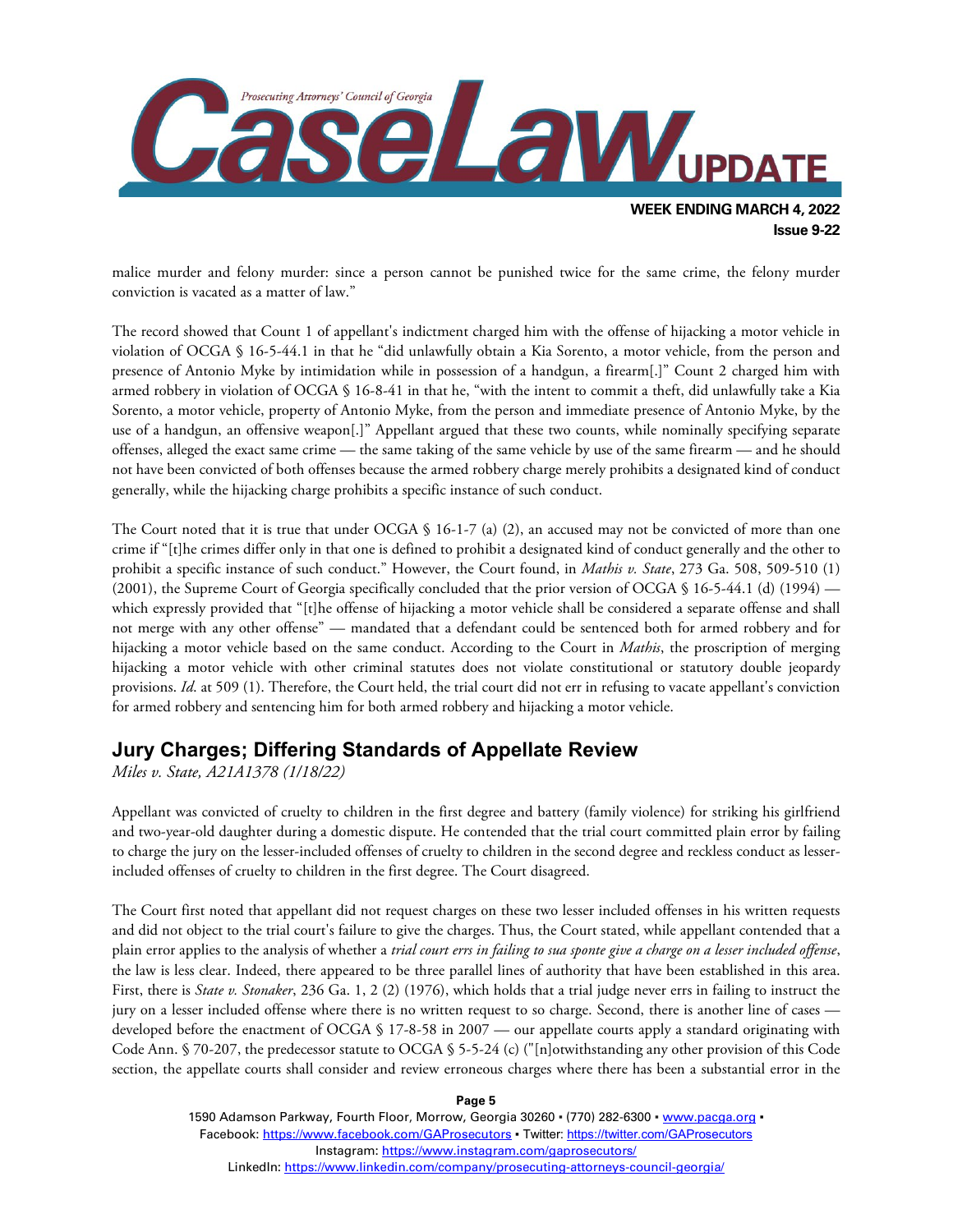malice murder and felony murder: since a person cannot be punished twice for the same crime, the felony murder conviction is vacated as a matter of law."

The record showed that Count 1 of appellant's indictment charged him with the offense of hijacking a motor vehicle in violation of OCGA § 16-5-44.1 in that he "did unlawfully obtain a Kia Sorento, a motor vehicle, from the person and presence of Antonio Myke by intimidation while in possession of a handgun, a firearm[.]" Count 2 charged him with armed robbery in violation of OCGA § 16-8-41 in that he, "with the intent to commit a theft, did unlawfully take a Kia Sorento, a motor vehicle, property of Antonio Myke, from the person and immediate presence of Antonio Myke, by the use of a handgun, an offensive weapon[.]" Appellant argued that these two counts, while nominally specifying separate offenses, alleged the exact same crime — the same taking of the same vehicle by use of the same firearm — and he should not have been convicted of both offenses because the armed robbery charge merely prohibits a designated kind of conduct generally, while the hijacking charge prohibits a specific instance of such conduct.

The Court noted that it is true that under OCGA § 16-1-7 (a) (2), an accused may not be convicted of more than one crime if "[t]he crimes differ only in that one is defined to prohibit a designated kind of conduct generally and the other to prohibit a specific instance of such conduct." However, the Court found, in *Mathis v. State*, 273 Ga. 508, 509-510 (1) (2001), the Supreme Court of Georgia specifically concluded that the prior version of OCGA § 16-5-44.1 (d) (1994) — which expressly provided that "[t]he offense of hijacking a motor vehicle shall be considered a separate offense and shall not merge with any other offense" — mandated that a defendant could be sentenced both for armed robbery and for hijacking a motor vehicle based on the same conduct. According to the Court in *Mathis*, the proscription of merging hijacking a motor vehicle with other criminal statutes does not violate constitutional or statutory double jeopardy provisions. *Id.* at 509 (1). Therefore, the Court held, the trial court did not err in refusing to vacate appellant's conviction for armed robbery and sentencing him for both armed robbery and hijacking a motor vehicle.

## Jury Charges; Differing Standards of Appellate Review

*Miles v. State, A21A1378 (1/18/22)*

Appellant was convicted of cruelty to children in the first degree and battery (family violence) for striking his girlfriend and two-year-old daughter during a domestic dispute. He contended that the trial court committed plain error by failing to charge the jury on the lesser-included offenses of cruelty to children in the second degree and reckless conduct as lesser-included offenses of cruelty to children in the first degree. The Court disagreed.

The Court first noted that appellant did not request charges on these two lesser included offenses in his written requests and did not object to the trial court's failure to give the charges. Thus, the Court stated, while appellant contended that a plain error applies to the analysis of whether a *trial court errs in failing to sua sponte give a charge on a lesser included offense*, the law is less clear. Indeed, there appeared to be three parallel lines of authority that have been established in this area. First, there is *State v. Stonaker*, 236 Ga. 1, 2 (2) (1976), which holds that a trial judge never errs in failing to instruct the jury on a lesser included offense where there is no written request to so charge. Second, there is another line of cases — developed before the enactment of OCGA § 17-8-58 in 2007 — our appellate courts apply a standard originating with Code Ann. § 70-207, the predecessor statute to OCGA § 5-5-24 (c) ("[n]otwithstanding any other provision of this Code section, the appellate courts shall consider and review erroneous charges where there has been a substantial error in the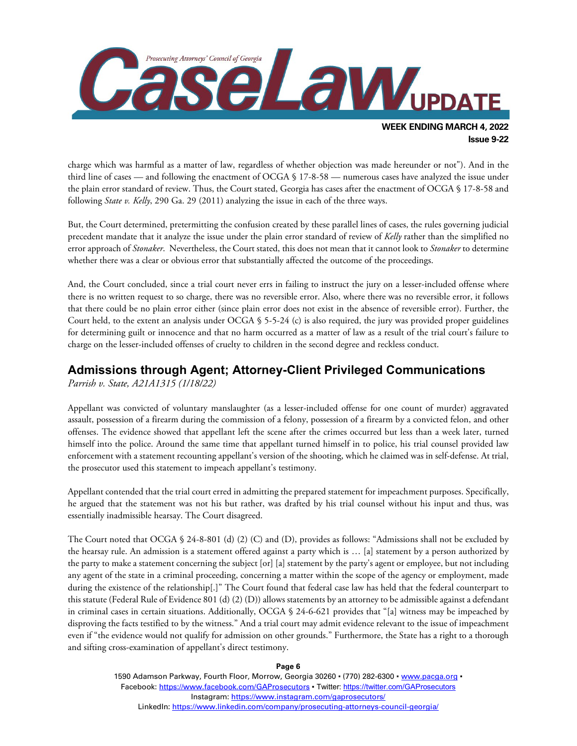charge which was harmful as a matter of law, regardless of whether objection was made hereunder or not"). And in the third line of cases — and following the enactment of OCGA § 17-8-58 — numerous cases have analyzed the issue under the plain error standard of review. Thus, the Court stated, Georgia has cases after the enactment of OCGA § 17-8-58 and following *State v. Kelly*, 290 Ga. 29 (2011) analyzing the issue in each of the three ways.

But, the Court determined, pretermitting the confusion created by these parallel lines of cases, the rules governing judicial precedent mandate that it analyze the issue under the plain error standard of review of *Kelly* rather than the simplified no error approach of *Stonaker*. Nevertheless, the Court stated, this does not mean that it cannot look to *Stonaker* to determine whether there was a clear or obvious error that substantially affected the outcome of the proceedings.

And, the Court concluded, since a trial court never errs in failing to instruct the jury on a lesser-included offense where there is no written request to so charge, there was no reversible error. Also, where there was no reversible error, it follows that there could be no plain error either (since plain error does not exist in the absence of reversible error). Further, the Court held, to the extent an analysis under OCGA § 5-5-24 (c) is also required, the jury was provided proper guidelines for determining guilt or innocence and that no harm occurred as a matter of law as a result of the trial court's failure to charge on the lesser-included offenses of cruelty to children in the second degree and reckless conduct.

## Admissions through Agent; Attorney-Client Privileged Communications

*Parrish v. State, A21A1315 (1/18/22)*

Appellant was convicted of voluntary manslaughter (as a lesser-included offense for one count of murder) aggravated assault, possession of a firearm during the commission of a felony, possession of a firearm by a convicted felon, and other offenses. The evidence showed that appellant left the scene after the crimes occurred but less than a week later, turned himself into the police. Around the same time that appellant turned himself in to police, his trial counsel provided law enforcement with a statement recounting appellant's version of the shooting, which he claimed was in self-defense. At trial, the prosecutor used this statement to impeach appellant's testimony.

Appellant contended that the trial court erred in admitting the prepared statement for impeachment purposes. Specifically, he argued that the statement was not his but rather, was drafted by his trial counsel without his input and thus, was essentially inadmissible hearsay. The Court disagreed.

The Court noted that OCGA § 24-8-801 (d) (2) (C) and (D), provides as follows: "Admissions shall not be excluded by the hearsay rule. An admission is a statement offered against a party which is … [a] statement by a person authorized by the party to make a statement concerning the subject [or] [a] statement by the party's agent or employee, but not including any agent of the state in a criminal proceeding, concerning a matter within the scope of the agency or employment, made during the existence of the relationship[.]" The Court found that federal case law has held that the federal counterpart to this statute (Federal Rule of Evidence 801 (d) (2) (D)) allows statements by an attorney to be admissible against a defendant in criminal cases in certain situations. Additionally, OCGA § 24-6-621 provides that "[a] witness may be impeached by disproving the facts testified to by the witness." And a trial court may admit evidence relevant to the issue of impeachment even if "the evidence would not qualify for admission on other grounds." Furthermore, the State has a right to a thorough and sifting cross-examination of appellant's direct testimony.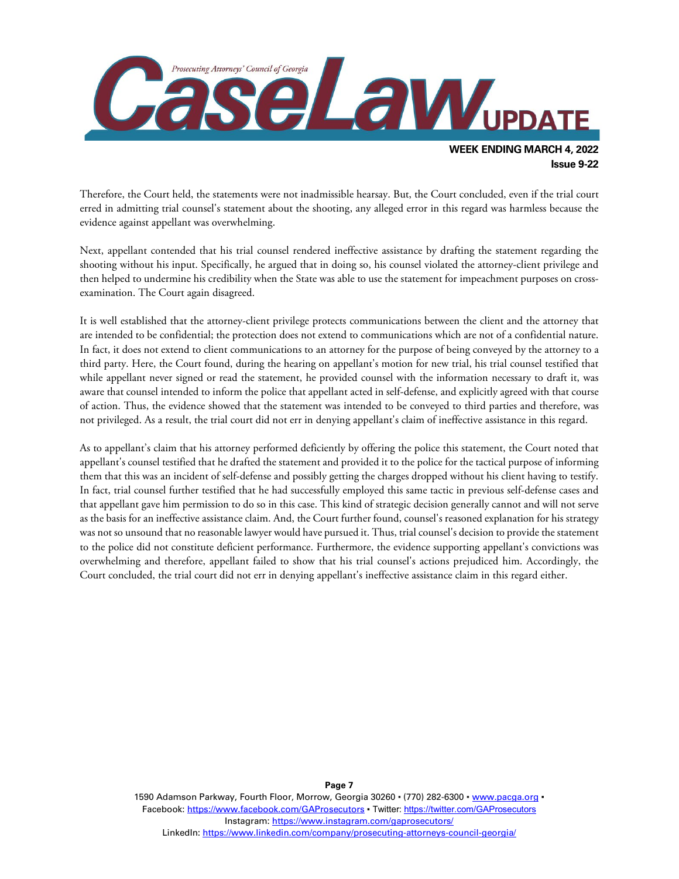Therefore, the Court held, the statements were not inadmissible hearsay. But, the Court concluded, even if the trial court erred in admitting trial counsel's statement about the shooting, any alleged error in this regard was harmless because the evidence against appellant was overwhelming.

Next, appellant contended that his trial counsel rendered ineffective assistance by drafting the statement regarding the shooting without his input. Specifically, he argued that in doing so, his counsel violated the attorney-client privilege and then helped to undermine his credibility when the State was able to use the statement for impeachment purposes on cross-examination. The Court again disagreed.

It is well established that the attorney-client privilege protects communications between the client and the attorney that are intended to be confidential; the protection does not extend to communications which are not of a confidential nature. In fact, it does not extend to client communications to an attorney for the purpose of being conveyed by the attorney to a third party. Here, the Court found, during the hearing on appellant's motion for new trial, his trial counsel testified that while appellant never signed or read the statement, he provided counsel with the information necessary to draft it, was aware that counsel intended to inform the police that appellant acted in self-defense, and explicitly agreed with that course of action. Thus, the evidence showed that the statement was intended to be conveyed to third parties and therefore, was not privileged. As a result, the trial court did not err in denying appellant's claim of ineffective assistance in this regard.

As to appellant's claim that his attorney performed deficiently by offering the police this statement, the Court noted that appellant's counsel testified that he drafted the statement and provided it to the police for the tactical purpose of informing them that this was an incident of self-defense and possibly getting the charges dropped without his client having to testify. In fact, trial counsel further testified that he had successfully employed this same tactic in previous self-defense cases and that appellant gave him permission to do so in this case. This kind of strategic decision generally cannot and will not serve as the basis for an ineffective assistance claim. And, the Court further found, counsel's reasoned explanation for his strategy was not so unsound that no reasonable lawyer would have pursued it. Thus, trial counsel's decision to provide the statement to the police did not constitute deficient performance. Furthermore, the evidence supporting appellant's convictions was overwhelming and therefore, appellant failed to show that his trial counsel's actions prejudiced him. Accordingly, the Court concluded, the trial court did not err in denying appellant's ineffective assistance claim in this regard either.